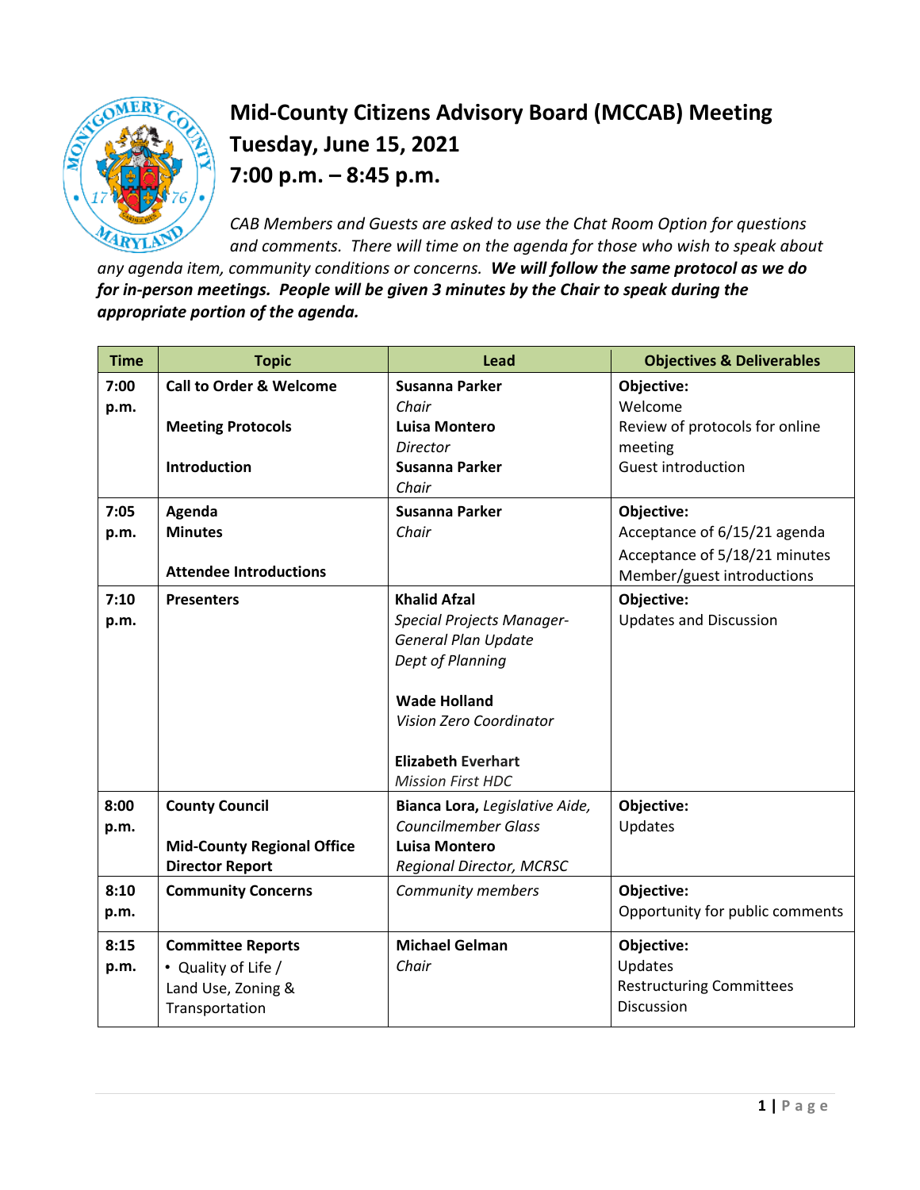# Mid-County Citizens Advisory Board (MCCAB) Meeting
# Tuesday, June 15, 2021
# 7:00 p.m. – 8:45 p.m.

*CAB Members and Guests are asked to use the Chat Room Option for questions and comments. There will time on the agenda for those who wish to speak about any agenda item, community conditions or concerns.* ***We will follow the same protocol as we do for in-person meetings. People will be given 3 minutes by the Chair to speak during the appropriate portion of the agenda.***

| Time | Topic | Lead | Objectives & Deliverables |
|---|---|---|---|
| 7:00 p.m. | **Call to Order & Welcome**<br><br>**Meeting Protocols**<br><br>**Introduction** | **Susanna Parker**<br>*Chair*<br>**Luisa Montero**<br>*Director*<br>**Susanna Parker**<br>*Chair* | **Objective:**<br>Welcome<br>Review of protocols for online meeting<br>Guest introduction |
| 7:05 p.m. | **Agenda**<br>**Minutes**<br><br>**Attendee Introductions** | **Susanna Parker**<br>*Chair* | **Objective:**<br>Acceptance of 6/15/21 agenda<br>Acceptance of 5/18/21 minutes<br>Member/guest introductions |
| 7:10 p.m. | **Presenters** | **Khalid Afzal**<br>*Special Projects Manager-General Plan Update*<br>*Dept of Planning*<br><br>**Wade Holland**<br>*Vision Zero Coordinator*<br><br>**Elizabeth Everhart**<br>*Mission First HDC* | **Objective:**<br>Updates and Discussion |
| 8:00 p.m. | **County Council**<br><br>**Mid-County Regional Office Director Report** | **Bianca Lora,** *Legislative Aide, Councilmember Glass*<br>**Luisa Montero**<br>*Regional Director, MCRSC* | **Objective:**<br>Updates |
| 8:10 p.m. | **Community Concerns** | *Community members* | **Objective:**<br>Opportunity for public comments |
| 8:15 p.m. | **Committee Reports**<br>• Quality of Life / Land Use, Zoning & Transportation | **Michael Gelman**<br>*Chair* | **Objective:**<br>Updates<br>Restructuring Committees Discussion |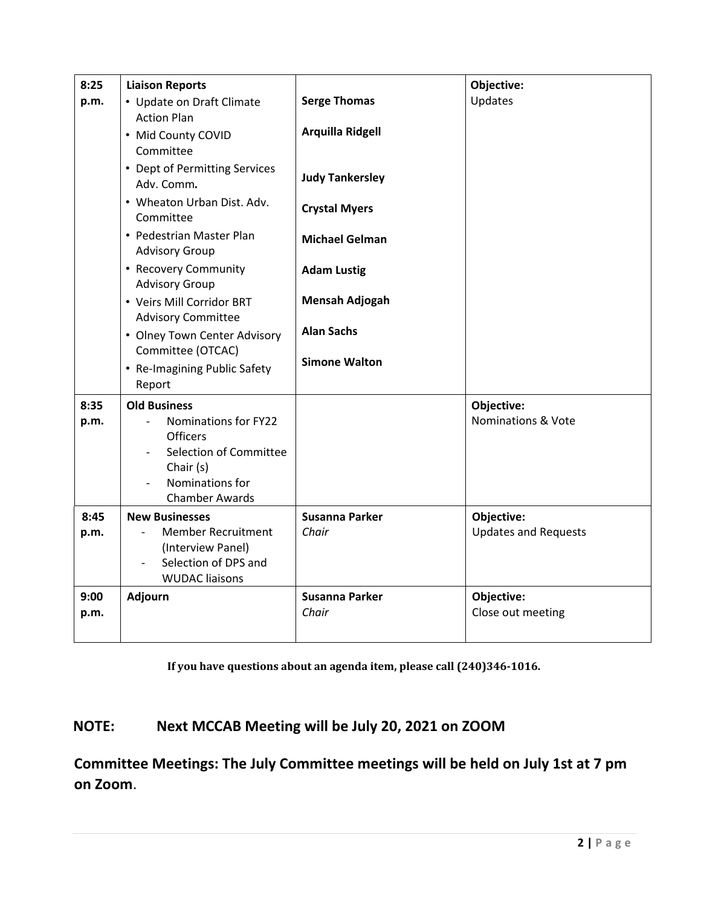| | | | |
|---|---|---|---|
| 8:25 p.m. | **Liaison Reports**<br>• Update on Draft Climate Action Plan<br>• Mid County COVID Committee<br>• Dept of Permitting Services Adv. Comm.<br>• Wheaton Urban Dist. Adv. Committee<br>• Pedestrian Master Plan Advisory Group<br>• Recovery Community Advisory Group<br>• Veirs Mill Corridor BRT Advisory Committee<br>• Olney Town Center Advisory Committee (OTCAC)<br>• Re-Imagining Public Safety Report | **Serge Thomas**<br>**Arquilla Ridgell**<br>**Judy Tankersley**<br>**Crystal Myers**<br>**Michael Gelman**<br>**Adam Lustig**<br>**Mensah Adjogah**<br>**Alan Sachs**<br>**Simone Walton** | **Objective:**<br>Updates |
| 8:35 p.m. | **Old Business**<br>- Nominations for FY22 Officers<br>- Selection of Committee Chair (s)<br>- Nominations for Chamber Awards | | **Objective:**<br>Nominations & Vote |
| 8:45 p.m. | **New Businesses**<br>- Member Recruitment (Interview Panel)<br>- Selection of DPS and WUDAC liaisons | **Susanna Parker**<br>*Chair* | **Objective:**<br>Updates and Requests |
| 9:00 p.m. | **Adjourn** | **Susanna Parker**<br>*Chair* | **Objective:**<br>Close out meeting |

**If you have questions about an agenda item, please call (240)346-1016.**

## NOTE: Next MCCAB Meeting will be July 20, 2021 on ZOOM

## Committee Meetings: The July Committee meetings will be held on July 1st at 7 pm on Zoom.